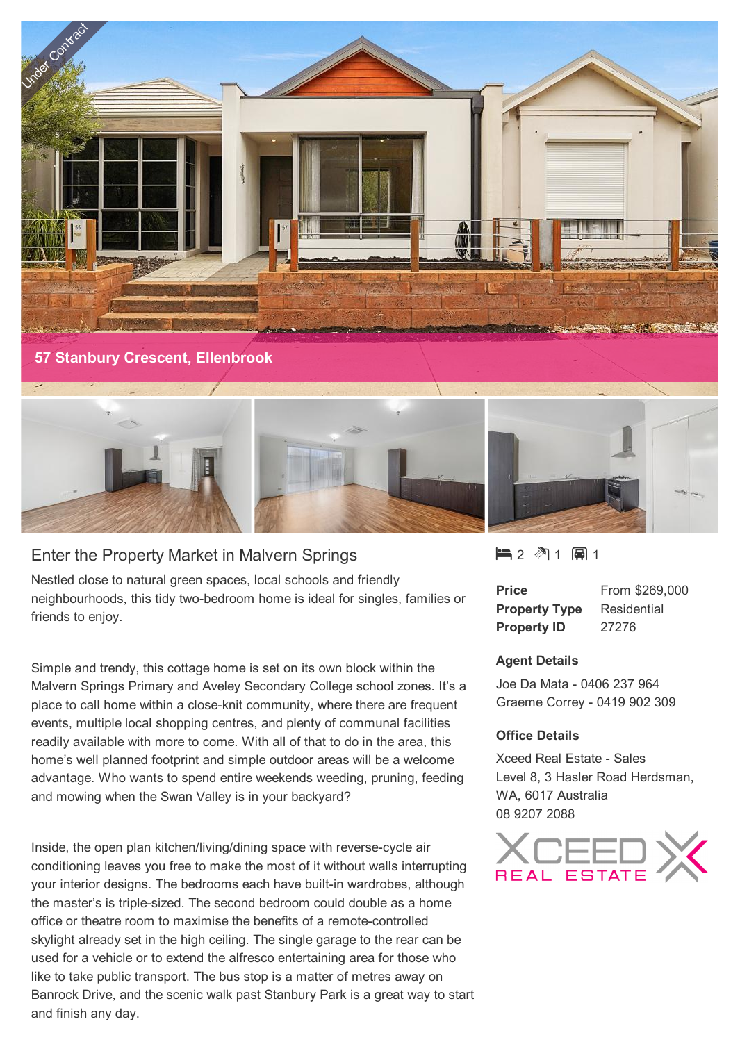Under Contract

57 Stanbury Crescent, Ellenbrook

## Enter the Property Market in Malvern Springs

Nestled close to natural green spaces, local schools and friendly neighbourhoods, this tidy two-bedroom home is ideal for singles, families or friends to enjoy.

Simple and trendy, this cottage home is set on its own block within the Malvern Springs Primary and Aveley Secondary College school zones. It's a place to call home within a close-knit community, where there are frequent events, multiple local shopping centres, and plenty of communal facilities readily available with more to come. With all of that to do in the area, this home's well planned footprint and simple outdoor areas will be a welcome advantage. Who wants to spend entire weekends weeding, pruning, feeding and mowing when the Swan Valley is in your backyard?

Inside, the open plan kitchen/living/dining space with reverse-cycle air conditioning leaves you free to make the most of it without walls interrupting your interior designs. The bedrooms each have built-in wardrobes, although the master's is triple-sized. The second bedroom could double as a home office or theatre room to maximise the benefits of a remote-controlled skylight already set in the high ceiling. The single garage to the rear can be used for a vehicle or to extend the alfresco entertaining area for those who like to take public transport. The bus stop is a matter of metres away on Banrock Drive, and the scenic walk past Stanbury Park is a great way to start and finish any day.

2 | 1 | 1

| | |
|---|---|
| **Price** | From $269,000 |
| **Property Type** | Residential |
| **Property ID** | 27276 |

### Agent Details

Joe Da Mata - 0406 237 964
Graeme Correy - 0419 902 309

### Office Details

Xceed Real Estate - Sales
Level 8, 3 Hasler Road Herdsman, WA, 6017 Australia
08 9207 2088

XCEED REAL ESTATE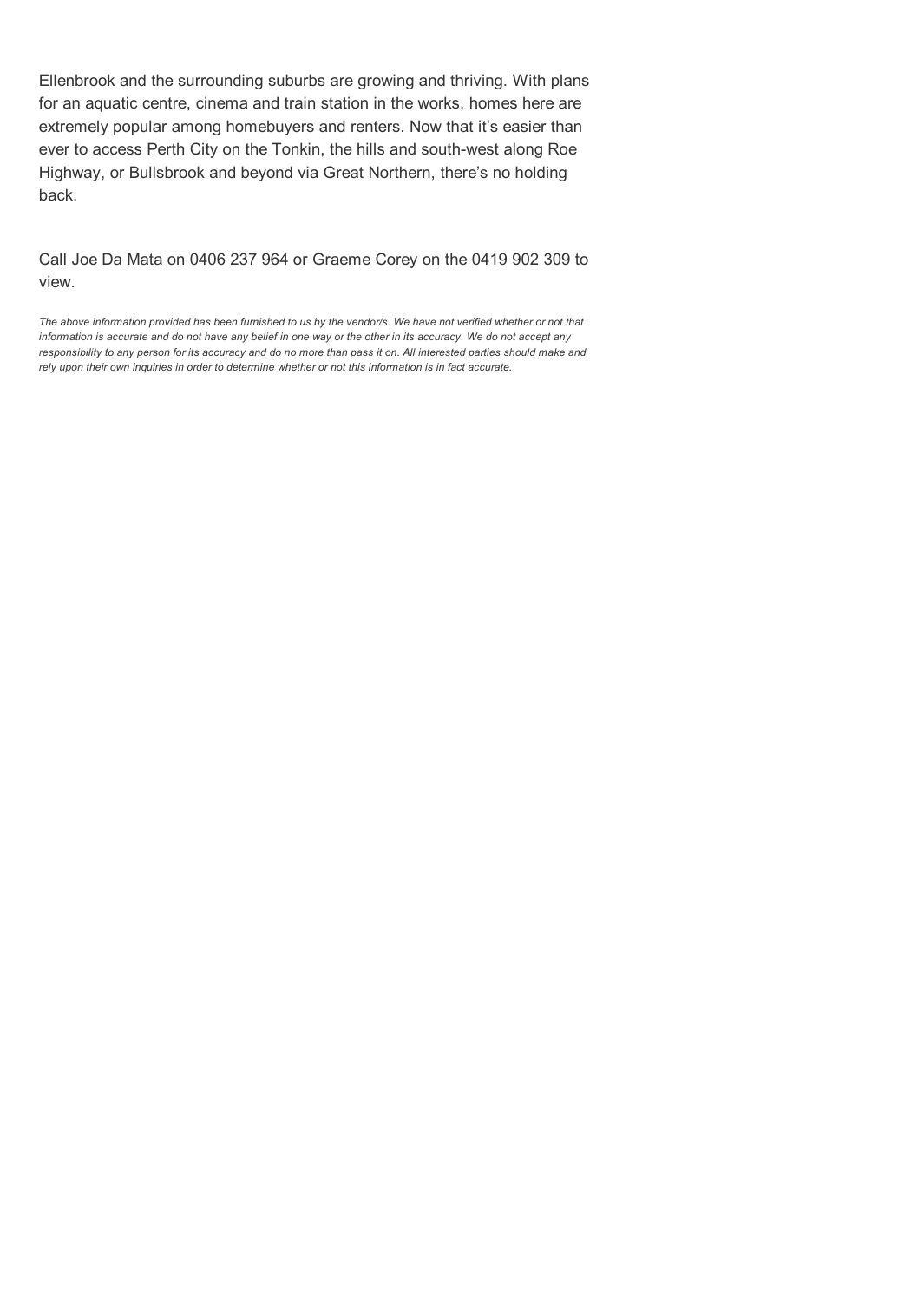Ellenbrook and the surrounding suburbs are growing and thriving. With plans for an aquatic centre, cinema and train station in the works, homes here are extremely popular among homebuyers and renters. Now that it's easier than ever to access Perth City on the Tonkin, the hills and south-west along Roe Highway, or Bullsbrook and beyond via Great Northern, there's no holding back.

Call Joe Da Mata on 0406 237 964 or Graeme Corey on the 0419 902 309 to view.

*The above information provided has been furnished to us by the vendor/s. We have not verified whether or not that information is accurate and do not have any belief in one way or the other in its accuracy. We do not accept any responsibility to any person for its accuracy and do no more than pass it on. All interested parties should make and rely upon their own inquiries in order to determine whether or not this information is in fact accurate.*